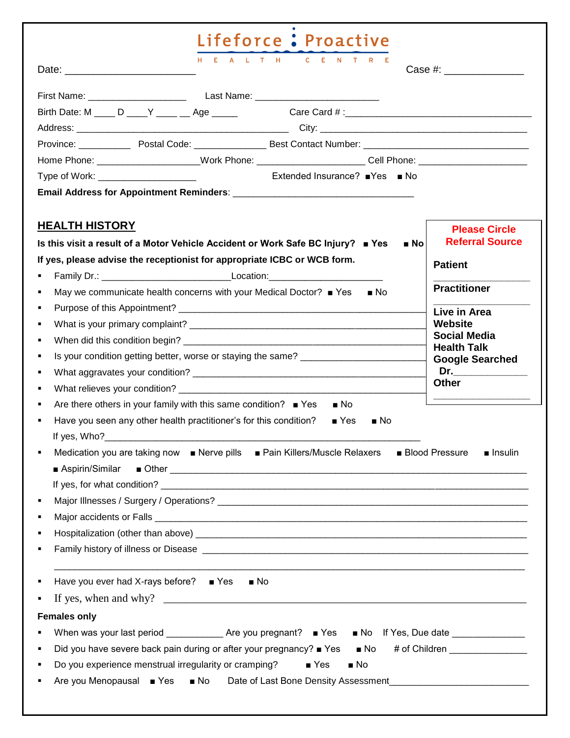# Lifeforce Proactive

HEALTH CENTRE

Date: ______________________ Case #: _____________

First Name: ___________________ Last Name: _______________________

Birth Date: M ____ D ____Y ____ __ Age _____ Care Card # :___________________________________

Address: ________________________________________ City: _______________________________________

Province: __________ Postal Code: _____________ Best Contact Number: ______________________________

Home Phone: ___________________Work Phone: ____________________ Cell Phone: ____________________

Type of Work: ___________________ Extended Insurance? ■Yes ■ No

**Email Address for Appointment Reminders**: __________________________________

## HEALTH HISTORY

**Is this visit a result of a Motor Vehicle Accident or Work Safe BC Injury? ■ Yes ■ No**

**If yes, please advise the receptionist for appropriate ICBC or WCB form.**

- Family Dr.: ________________________Location:_____________________
- May we communicate health concerns with your Medical Doctor? ■ Yes ■ No
- Purpose of this Appointment? ____________________________________________
- What is your primary complaint? __________________________________________
- When did this condition begin? ___________________________________________
- Is your condition getting better, worse or staying the same? ______________________
- What aggravates your condition? _________________________________________
- What relieves your condition? ___________________________________________
- Are there others in your family with this same condition? ■ Yes ■ No
- Have you seen any other health practitioner's for this condition? ■ Yes ■ No

  If yes, Who?___________________________________________________________

- Medication you are taking now ■ Nerve pills ■ Pain Killers/Muscle Relaxers ■ Blood Pressure ■ Insulin

  ■ Aspirin/Similar ■ Other ____________________________________________________________

  If yes, for what condition? ____________________________________________________________

- Major Illnesses / Surgery / Operations? __________________________________________________
- Major accidents or Falls _____________________________________________________________
- Hospitalization (other than above) _____________________________________________________
- Family history of illness or Disease ____________________________________________________

  ______________________________________________________________________________

- Have you ever had X-rays before? ■ Yes ■ No
- If yes, when and why? ______________________________________________________________

**Please Circle Referral Source**

**Patient**

_________________

**Practitioner**

_________________

**Live in Area**
**Website**
**Social Media**
**Health Talk**
**Google Searched**
**Dr.**_____________
**Other**

_________________

**Females only**

- When was your last period ___________ Are you pregnant? ■ Yes ■ No If Yes, Due date _____________
- Did you have severe back pain during or after your pregnancy? ■ Yes ■ No # of Children ______________
- Do you experience menstrual irregularity or cramping? ■ Yes ■ No
- Are you Menopausal ■ Yes ■ No Date of Last Bone Density Assessment_________________________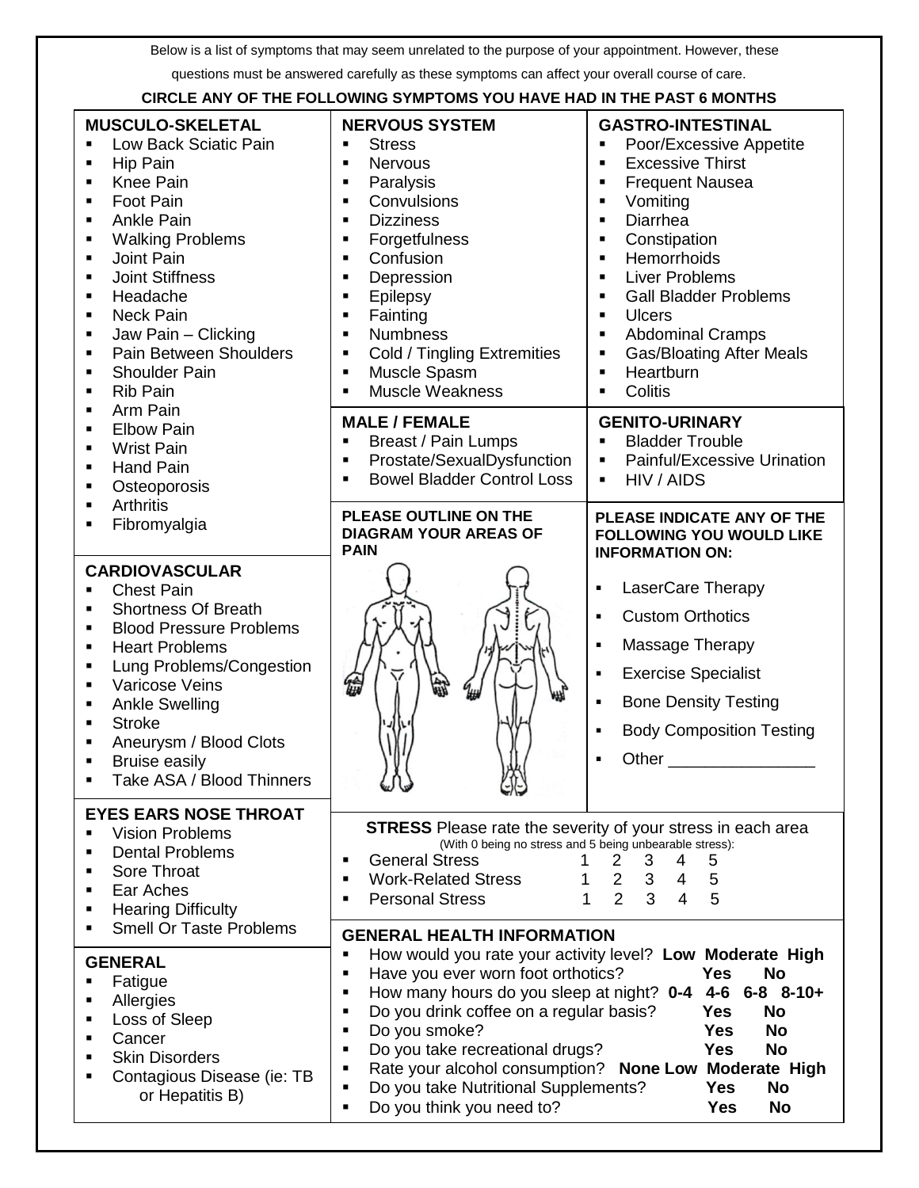Below is a list of symptoms that may seem unrelated to the purpose of your appointment. However, these questions must be answered carefully as these symptoms can affect your overall course of care.

**CIRCLE ANY OF THE FOLLOWING SYMPTOMS YOU HAVE HAD IN THE PAST 6 MONTHS**

### MUSCULO-SKELETAL
- Low Back Sciatic Pain
- Hip Pain
- Knee Pain
- Foot Pain
- Ankle Pain
- Walking Problems
- Joint Pain
- Joint Stiffness
- Headache
- Neck Pain
- Jaw Pain – Clicking
- Pain Between Shoulders
- Shoulder Pain
- Rib Pain
- Arm Pain
- Elbow Pain
- Wrist Pain
- Hand Pain
- Osteoporosis
- Arthritis
- Fibromyalgia

### CARDIOVASCULAR
- Chest Pain
- Shortness Of Breath
- Blood Pressure Problems
- Heart Problems
- Lung Problems/Congestion
- Varicose Veins
- Ankle Swelling
- Stroke
- Aneurysm / Blood Clots
- Bruise easily
- Take ASA / Blood Thinners

### EYES EARS NOSE THROAT
- Vision Problems
- Dental Problems
- Sore Throat
- Ear Aches
- Hearing Difficulty
- Smell Or Taste Problems

### GENERAL
- Fatigue
- Allergies
- Loss of Sleep
- Cancer
- Skin Disorders
- Contagious Disease (ie: TB or Hepatitis B)

### NERVOUS SYSTEM
- Stress
- Nervous
- Paralysis
- Convulsions
- Dizziness
- Forgetfulness
- Confusion
- Depression
- Epilepsy
- Fainting
- Numbness
- Cold / Tingling Extremities
- Muscle Spasm
- Muscle Weakness

### GASTRO-INTESTINAL
- Poor/Excessive Appetite
- Excessive Thirst
- Frequent Nausea
- Vomiting
- Diarrhea
- Constipation
- Hemorrhoids
- Liver Problems
- Gall Bladder Problems
- Ulcers
- Abdominal Cramps
- Gas/Bloating After Meals
- Heartburn
- Colitis

### MALE / FEMALE
- Breast / Pain Lumps
- Prostate/SexualDysfunction
- Bowel Bladder Control Loss

### GENITO-URINARY
- Bladder Trouble
- Painful/Excessive Urination
- HIV / AIDS

**PLEASE OUTLINE ON THE DIAGRAM YOUR AREAS OF PAIN**

**PLEASE INDICATE ANY OF THE FOLLOWING YOU WOULD LIKE INFORMATION ON:**
- LaserCare Therapy
- Custom Orthotics
- Massage Therapy
- Exercise Specialist
- Bone Density Testing
- Body Composition Testing
- Other ________________

**STRESS** Please rate the severity of your stress in each area (With 0 being no stress and 5 being unbearable stress):

| | | | | | |
|---|---|---|---|---|---|
| General Stress | 1 | 2 | 3 | 4 | 5 |
| Work-Related Stress | 1 | 2 | 3 | 4 | 5 |
| Personal Stress | 1 | 2 | 3 | 4 | 5 |

### GENERAL HEALTH INFORMATION
- How would you rate your activity level? **Low Moderate High**
- Have you ever worn foot orthotics? **Yes No**
- How many hours do you sleep at night? **0-4 4-6 6-8 8-10+**
- Do you drink coffee on a regular basis? **Yes No**
- Do you smoke? **Yes No**
- Do you take recreational drugs? **Yes No**
- Rate your alcohol consumption? **None Low Moderate High**
- Do you take Nutritional Supplements? **Yes No**
- Do you think you need to? **Yes No**